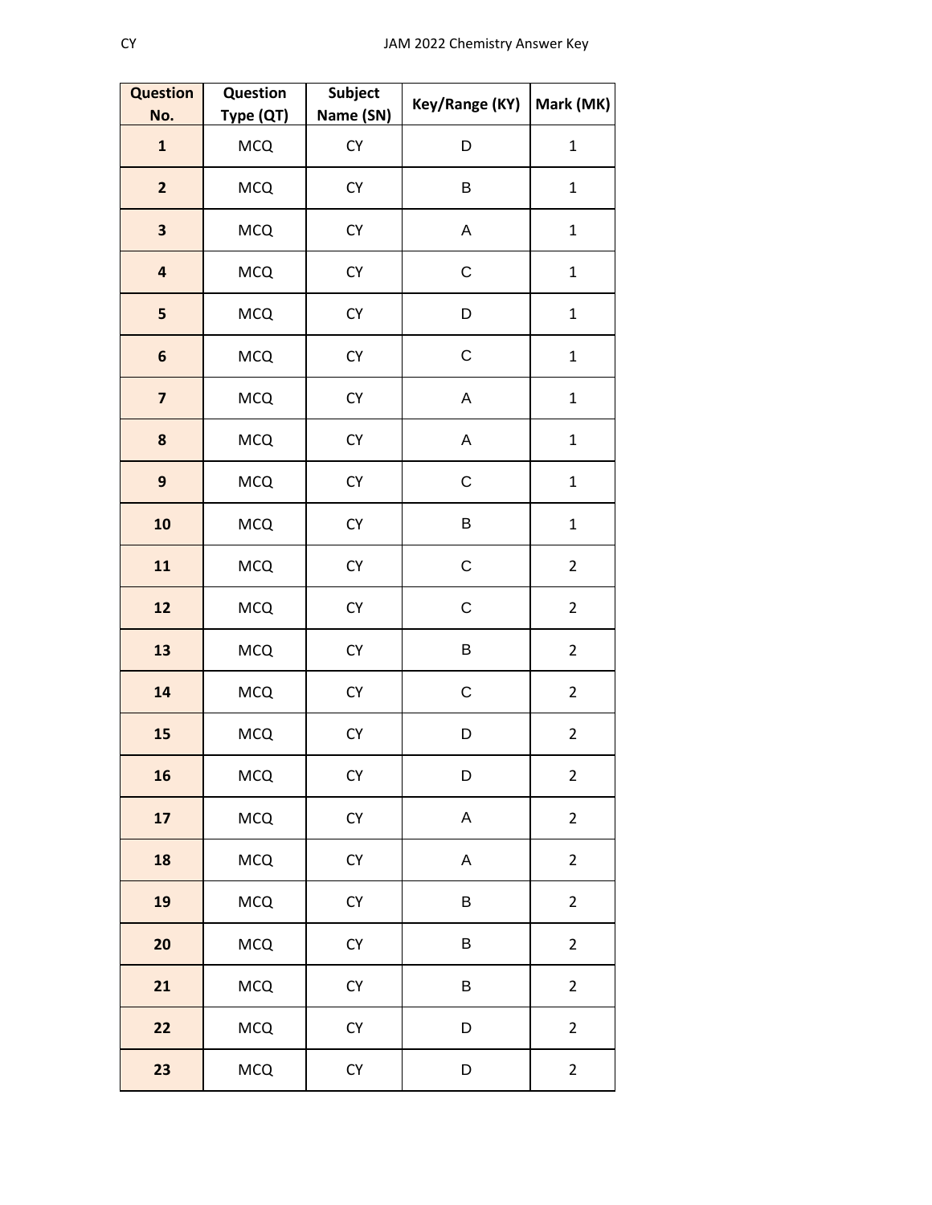| Question No. | Question Type (QT) | Subject Name (SN) | Key/Range (KY) | Mark (MK) |
|---|---|---|---|---|
| 1 | MCQ | CY | D | 1 |
| 2 | MCQ | CY | B | 1 |
| 3 | MCQ | CY | A | 1 |
| 4 | MCQ | CY | C | 1 |
| 5 | MCQ | CY | D | 1 |
| 6 | MCQ | CY | C | 1 |
| 7 | MCQ | CY | A | 1 |
| 8 | MCQ | CY | A | 1 |
| 9 | MCQ | CY | C | 1 |
| 10 | MCQ | CY | B | 1 |
| 11 | MCQ | CY | C | 2 |
| 12 | MCQ | CY | C | 2 |
| 13 | MCQ | CY | B | 2 |
| 14 | MCQ | CY | C | 2 |
| 15 | MCQ | CY | D | 2 |
| 16 | MCQ | CY | D | 2 |
| 17 | MCQ | CY | A | 2 |
| 18 | MCQ | CY | A | 2 |
| 19 | MCQ | CY | B | 2 |
| 20 | MCQ | CY | B | 2 |
| 21 | MCQ | CY | B | 2 |
| 22 | MCQ | CY | D | 2 |
| 23 | MCQ | CY | D | 2 |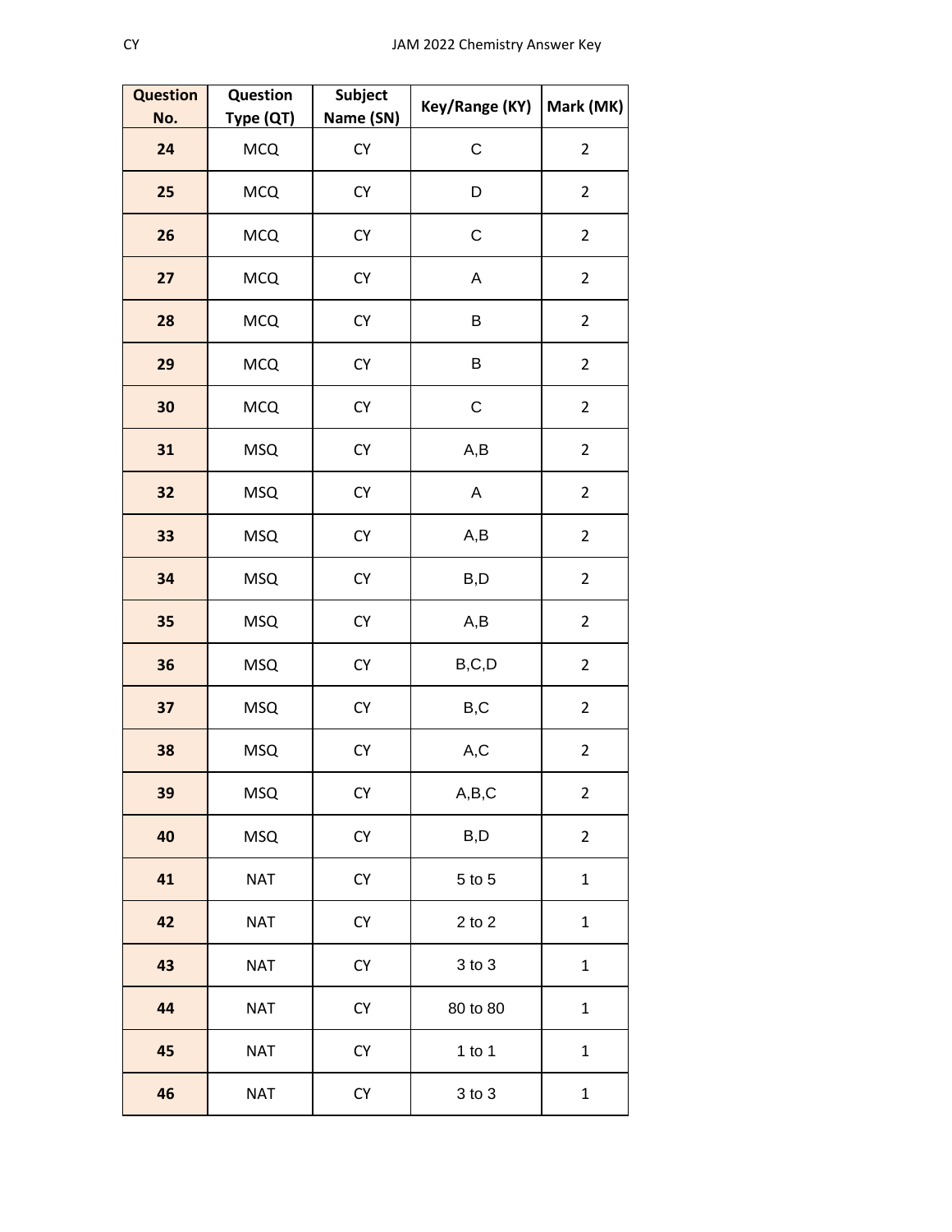| Question No. | Question Type (QT) | Subject Name (SN) | Key/Range (KY) | Mark (MK) |
|---|---|---|---|---|
| 24 | MCQ | CY | C | 2 |
| 25 | MCQ | CY | D | 2 |
| 26 | MCQ | CY | C | 2 |
| 27 | MCQ | CY | A | 2 |
| 28 | MCQ | CY | B | 2 |
| 29 | MCQ | CY | B | 2 |
| 30 | MCQ | CY | C | 2 |
| 31 | MSQ | CY | A,B | 2 |
| 32 | MSQ | CY | A | 2 |
| 33 | MSQ | CY | A,B | 2 |
| 34 | MSQ | CY | B,D | 2 |
| 35 | MSQ | CY | A,B | 2 |
| 36 | MSQ | CY | B,C,D | 2 |
| 37 | MSQ | CY | B,C | 2 |
| 38 | MSQ | CY | A,C | 2 |
| 39 | MSQ | CY | A,B,C | 2 |
| 40 | MSQ | CY | B,D | 2 |
| 41 | NAT | CY | 5 to 5 | 1 |
| 42 | NAT | CY | 2 to 2 | 1 |
| 43 | NAT | CY | 3 to 3 | 1 |
| 44 | NAT | CY | 80 to 80 | 1 |
| 45 | NAT | CY | 1 to 1 | 1 |
| 46 | NAT | CY | 3 to 3 | 1 |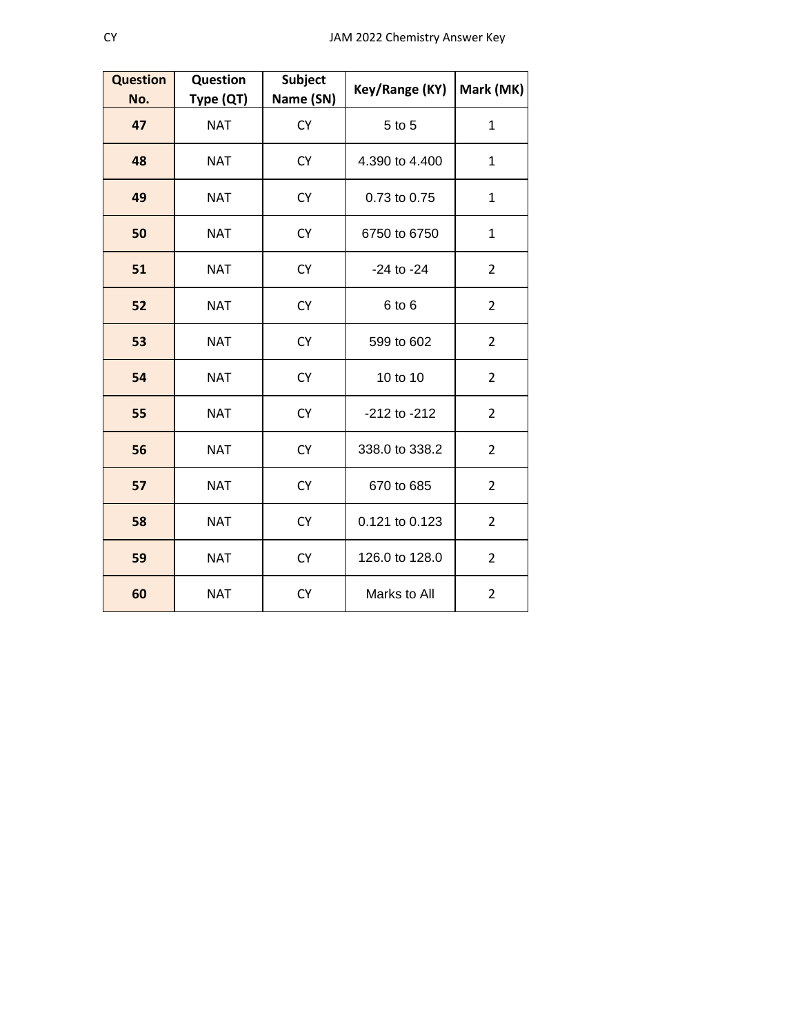| Question No. | Question Type (QT) | Subject Name (SN) | Key/Range (KY) | Mark (MK) |
|---|---|---|---|---|
| 47 | NAT | CY | 5 to 5 | 1 |
| 48 | NAT | CY | 4.390 to 4.400 | 1 |
| 49 | NAT | CY | 0.73 to 0.75 | 1 |
| 50 | NAT | CY | 6750 to 6750 | 1 |
| 51 | NAT | CY | -24 to -24 | 2 |
| 52 | NAT | CY | 6 to 6 | 2 |
| 53 | NAT | CY | 599 to 602 | 2 |
| 54 | NAT | CY | 10 to 10 | 2 |
| 55 | NAT | CY | -212 to -212 | 2 |
| 56 | NAT | CY | 338.0 to 338.2 | 2 |
| 57 | NAT | CY | 670 to 685 | 2 |
| 58 | NAT | CY | 0.121 to 0.123 | 2 |
| 59 | NAT | CY | 126.0 to 128.0 | 2 |
| 60 | NAT | CY | Marks to All | 2 |